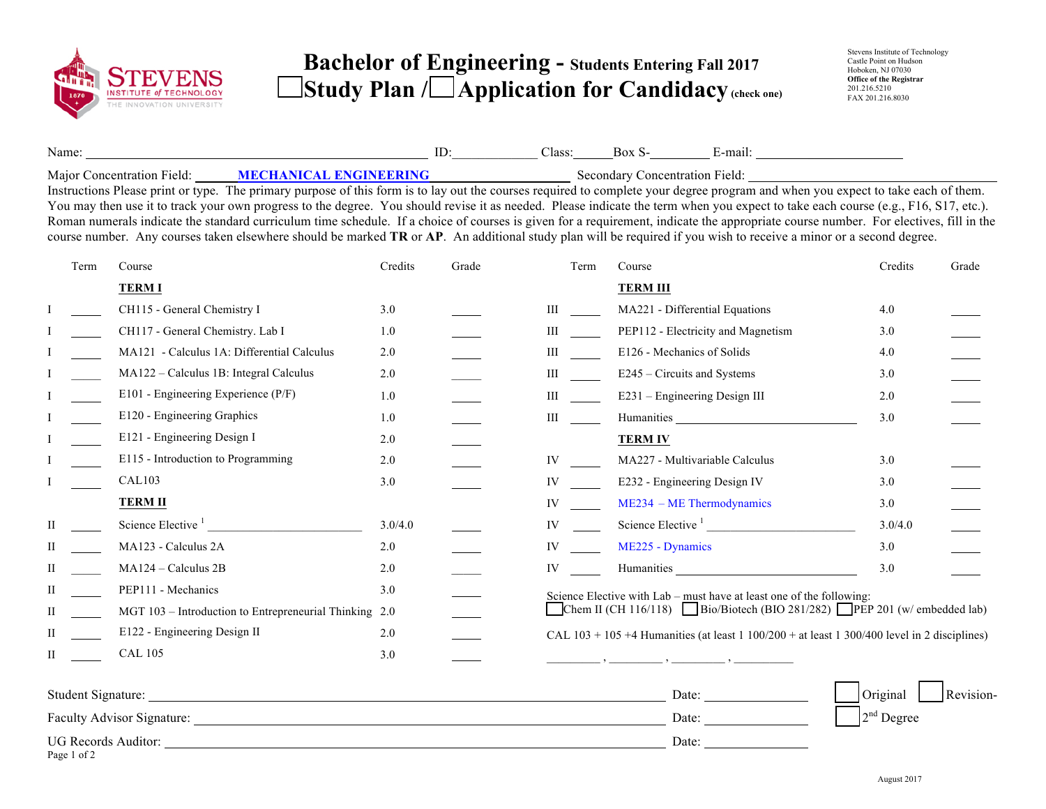Stevens Institute of Technology
Castle Point on Hudson
Hoboken, NJ 07030
**Office of the Registrar**
201.216.5210
FAX 201.216.8030

# Bachelor of Engineering - Students Entering Fall 2017

## ☐ Study Plan / ☐ Application for Candidacy (check one)

Name: ______________________ ID:__________ Class:______ Box S-________ E-mail: __________________

Major Concentration Field: **MECHANICAL ENGINEERING** Secondary Concentration Field: ______________________

Instructions Please print or type. The primary purpose of this form is to lay out the courses required to complete your degree program and when you expect to take each of them. You may then use it to track your own progress to the degree. You should revise it as needed. Please indicate the term when you expect to take each course (e.g., F16, S17, etc.). Roman numerals indicate the standard curriculum time schedule. If a choice of courses is given for a requirement, indicate the appropriate course number. For electives, fill in the course number. Any courses taken elsewhere should be marked **TR** or **AP**. An additional study plan will be required if you wish to receive a minor or a second degree.

| | Term | Course | Credits | Grade |
|---|---|---|---|---|
| | | **TERM I** | | |
| I | _____ | CH115 - General Chemistry I | 3.0 | _____ |
| I | _____ | CH117 - General Chemistry. Lab I | 1.0 | _____ |
| I | _____ | MA121 - Calculus 1A: Differential Calculus | 2.0 | _____ |
| I | _____ | MA122 – Calculus 1B: Integral Calculus | 2.0 | _____ |
| I | _____ | E101 - Engineering Experience (P/F) | 1.0 | _____ |
| I | _____ | E120 - Engineering Graphics | 1.0 | _____ |
| I | _____ | E121 - Engineering Design I | 2.0 | _____ |
| I | _____ | E115 - Introduction to Programming | 2.0 | _____ |
| I | _____ | CAL103 | 3.0 | _____ |
| | | **TERM II** | | |
| II | _____ | Science Elective [1] ____________________ | 3.0/4.0 | _____ |
| II | _____ | MA123 - Calculus 2A | 2.0 | _____ |
| II | _____ | MA124 – Calculus 2B | 2.0 | _____ |
| II | _____ | PEP111 - Mechanics | 3.0 | _____ |
| II | _____ | MGT 103 – Introduction to Entrepreneurial Thinking | 2.0 | _____ |
| II | _____ | E122 - Engineering Design II | 2.0 | _____ |
| II | _____ | CAL 105 | 3.0 | _____ |
| | | **TERM III** | | |
| III | _____ | MA221 - Differential Equations | 4.0 | _____ |
| III | _____ | PEP112 - Electricity and Magnetism | 3.0 | _____ |
| III | _____ | E126 - Mechanics of Solids | 4.0 | _____ |
| III | _____ | E245 – Circuits and Systems | 3.0 | _____ |
| III | _____ | E231 – Engineering Design III | 2.0 | _____ |
| III | _____ | Humanities ____________________ | 3.0 | _____ |
| | | **TERM IV** | | |
| IV | _____ | MA227 - Multivariable Calculus | 3.0 | _____ |
| IV | _____ | E232 - Engineering Design IV | 3.0 | _____ |
| IV | _____ | ME234 – ME Thermodynamics | 3.0 | _____ |
| IV | _____ | Science Elective [1] ____________________ | 3.0/4.0 | _____ |
| IV | _____ | ME225 - Dynamics | 3.0 | _____ |
| IV | _____ | Humanities ____________________ | 3.0 | _____ |

Science Elective with Lab – must have at least one of the following:
☐ Chem II (CH 116/118) ☐ Bio/Biotech (BIO 281/282) ☐ PEP 201 (w/ embedded lab)

CAL 103 + 105 +4 Humanities (at least 1 100/200 + at least 1 300/400 level in 2 disciplines)

________ , ________ , ________ , ________

Student Signature: ______________________________ Date: __________ ☐ Original ☐ Revision-

Faculty Advisor Signature: ______________________________ Date: __________ ☐ 2nd Degree

UG Records Auditor: ______________________________ Date: __________

August 2017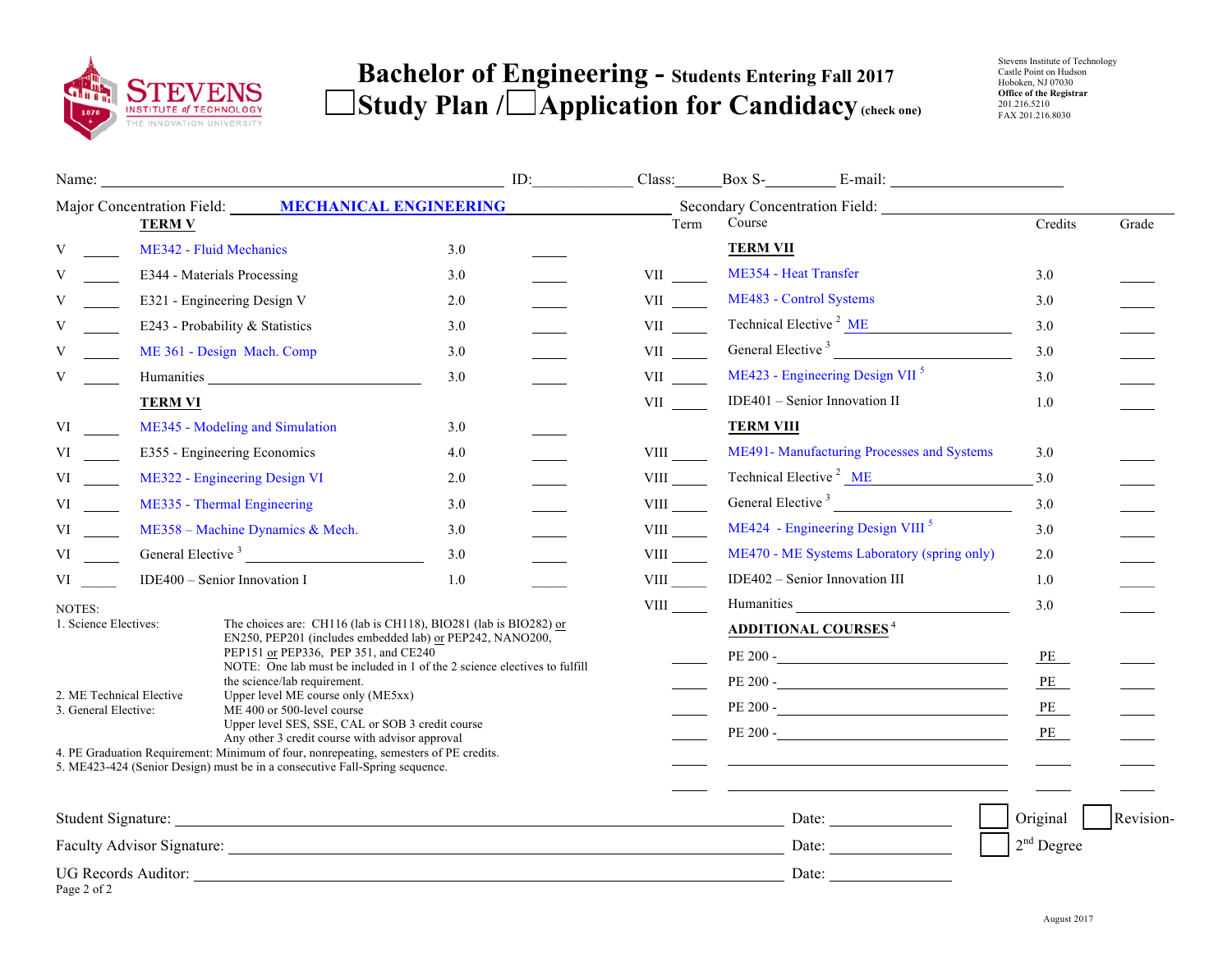# Bachelor of Engineering - Students Entering Fall 2017

## ☐ Study Plan / ☐ Application for Candidacy (check one)

Stevens Institute of Technology
Castle Point on Hudson
Hoboken, NJ 07030
**Office of the Registrar**
201.216.5210
FAX 201.216.8030

Name: ______________________ ID: __________ Class: ______ Box S-________ E-mail: ______________________

Major Concentration Field: **MECHANICAL ENGINEERING** Secondary Concentration Field: ______________________

| Term | | Course | Credits | Grade |
|---|---|---|---|---|
| | | **TERM V** | | |
| V | ____ | ME342 - Fluid Mechanics | 3.0 | ____ |
| V | ____ | E344 - Materials Processing | 3.0 | ____ |
| V | ____ | E321 - Engineering Design V | 2.0 | ____ |
| V | ____ | E243 - Probability & Statistics | 3.0 | ____ |
| V | ____ | ME 361 - Design Mach. Comp | 3.0 | ____ |
| V | ____ | Humanities ______________ | 3.0 | ____ |
| | | **TERM VI** | | |
| VI | ____ | ME345 - Modeling and Simulation | 3.0 | ____ |
| VI | ____ | E355 - Engineering Economics | 4.0 | ____ |
| VI | ____ | ME322 - Engineering Design VI | 2.0 | ____ |
| VI | ____ | ME335 - Thermal Engineering | 3.0 | ____ |
| VI | ____ | ME358 – Machine Dynamics & Mech. | 3.0 | ____ |
| VI | ____ | General Elective [3] ______________ | 3.0 | ____ |
| VI | ____ | IDE400 – Senior Innovation I | 1.0 | ____ |
| | | **TERM VII** | | |
| VII | ____ | ME354 - Heat Transfer | 3.0 | ____ |
| VII | ____ | ME483 - Control Systems | 3.0 | ____ |
| VII | ____ | Technical Elective [2] ME ______________ | 3.0 | ____ |
| VII | ____ | General Elective [3] ______________ | 3.0 | ____ |
| VII | ____ | ME423 - Engineering Design VII [5] | 3.0 | ____ |
| VII | ____ | IDE401 – Senior Innovation II | 1.0 | ____ |
| | | **TERM VIII** | | |
| VIII | ____ | ME491- Manufacturing Processes and Systems | 3.0 | ____ |
| VIII | ____ | Technical Elective [2] ME ______________ | 3.0 | ____ |
| VIII | ____ | General Elective [3] ______________ | 3.0 | ____ |
| VIII | ____ | ME424 - Engineering Design VIII [5] | 3.0 | ____ |
| VIII | ____ | ME470 - ME Systems Laboratory (spring only) | 2.0 | ____ |
| VIII | ____ | IDE402 – Senior Innovation III | 1.0 | ____ |
| VIII | ____ | Humanities ______________ | 3.0 | ____ |
| | | **ADDITIONAL COURSES [4]** | | |
| | ____ | PE 200 - ______________ | PE | ____ |
| | ____ | PE 200 - ______________ | PE | ____ |
| | ____ | PE 200 - ______________ | PE | ____ |
| | ____ | PE 200 - ______________ | PE | ____ |
| | ____ | ______________ | ____ | ____ |
| | ____ | ______________ | ____ | ____ |

NOTES:

1. Science Electives: The choices are: CH116 (lab is CH118), BIO281 (lab is BIO282) or EN250, PEP201 (includes embedded lab) or PEP242, NANO200, PEP151 or PEP336, PEP 351, and CE240
   NOTE: One lab must be included in 1 of the 2 science electives to fulfill the science/lab requirement.
2. ME Technical Elective: Upper level ME course only (ME5xx)
3. General Elective: ME 400 or 500-level course
   Upper level SES, SSE, CAL or SOB 3 credit course
   Any other 3 credit course with advisor approval
4. PE Graduation Requirement: Minimum of four, nonrepeating, semesters of PE credits.
5. ME423-424 (Senior Design) must be in a consecutive Fall-Spring sequence.

Student Signature: ______________________ Date: __________ ☐ Original ☐ Revision-

Faculty Advisor Signature: ______________________ Date: __________ ☐ 2nd Degree

UG Records Auditor: ______________________ Date: __________

August 2017